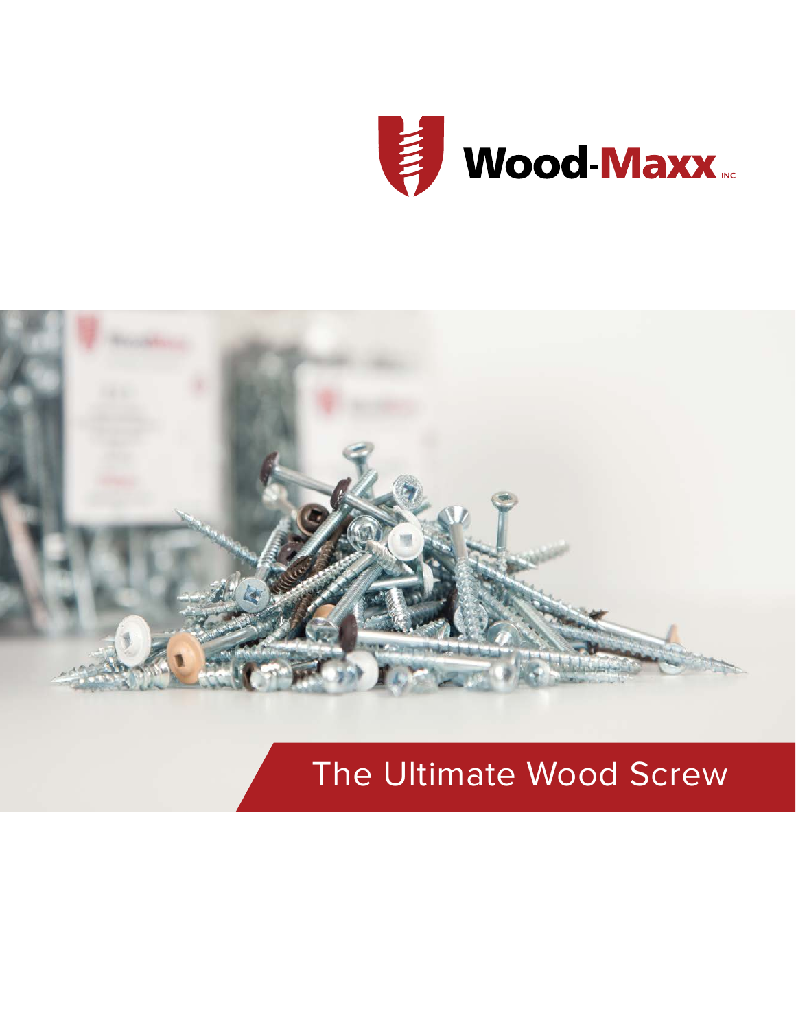Wood-Maxx INC

# The Ultimate Wood Screw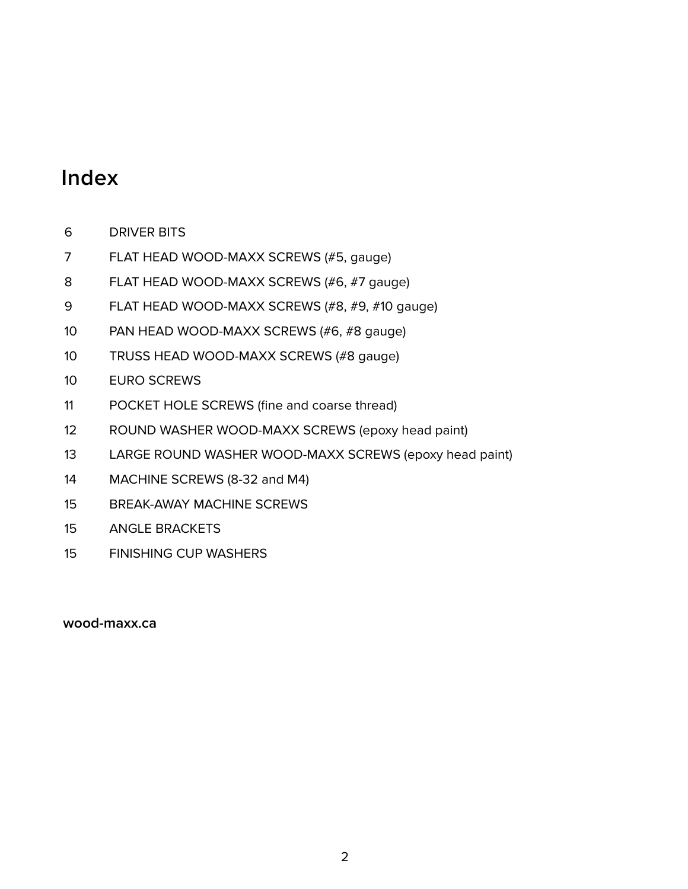# Index

| | |
|---|---|
| 6 | DRIVER BITS |
| 7 | FLAT HEAD WOOD-MAXX SCREWS (#5, gauge) |
| 8 | FLAT HEAD WOOD-MAXX SCREWS (#6, #7 gauge) |
| 9 | FLAT HEAD WOOD-MAXX SCREWS (#8, #9, #10 gauge) |
| 10 | PAN HEAD WOOD-MAXX SCREWS (#6, #8 gauge) |
| 10 | TRUSS HEAD WOOD-MAXX SCREWS (#8 gauge) |
| 10 | EURO SCREWS |
| 11 | POCKET HOLE SCREWS (fine and coarse thread) |
| 12 | ROUND WASHER WOOD-MAXX SCREWS (epoxy head paint) |
| 13 | LARGE ROUND WASHER WOOD-MAXX SCREWS (epoxy head paint) |
| 14 | MACHINE SCREWS (8-32 and M4) |
| 15 | BREAK-AWAY MACHINE SCREWS |
| 15 | ANGLE BRACKETS |
| 15 | FINISHING CUP WASHERS |

**wood-maxx.ca**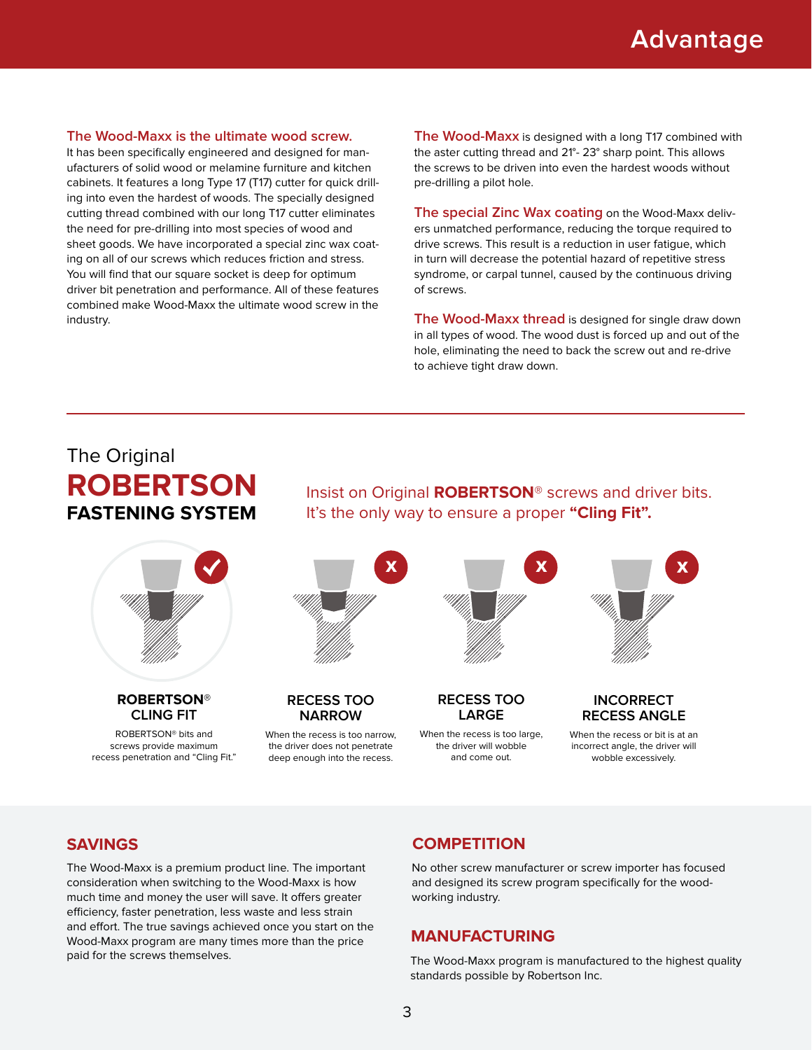# Advantage

**The Wood-Maxx is the ultimate wood screw.**
It has been specifically engineered and designed for manufacturers of solid wood or melamine furniture and kitchen cabinets. It features a long Type 17 (T17) cutter for quick drilling into even the hardest of woods. The specially designed cutting thread combined with our long T17 cutter eliminates the need for pre-drilling into most species of wood and sheet goods. We have incorporated a special zinc wax coating on all of our screws which reduces friction and stress. You will find that our square socket is deep for optimum driver bit penetration and performance. All of these features combined make Wood-Maxx the ultimate wood screw in the industry.

**The Wood-Maxx** is designed with a long T17 combined with the aster cutting thread and 21°- 23° sharp point. This allows the screws to be driven into even the hardest woods without pre-drilling a pilot hole.

**The special Zinc Wax coating** on the Wood-Maxx delivers unmatched performance, reducing the torque required to drive screws. This result is a reduction in user fatigue, which in turn will decrease the potential hazard of repetitive stress syndrome, or carpal tunnel, caused by the continuous driving of screws.

**The Wood-Maxx thread** is designed for single draw down in all types of wood. The wood dust is forced up and out of the hole, eliminating the need to back the screw out and re-drive to achieve tight draw down.

---

## The Original ROBERTSON FASTENING SYSTEM

Insist on Original **ROBERTSON**® screws and driver bits. It's the only way to ensure a proper **"Cling Fit".**

**ROBERTSON® CLING FIT**
ROBERTSON® bits and screws provide maximum recess penetration and "Cling Fit."

**RECESS TOO NARROW**
When the recess is too narrow, the driver does not penetrate deep enough into the recess.

**RECESS TOO LARGE**
When the recess is too large, the driver will wobble and come out.

**INCORRECT RECESS ANGLE**
When the recess or bit is at an incorrect angle, the driver will wobble excessively.

## SAVINGS

The Wood-Maxx is a premium product line. The important consideration when switching to the Wood-Maxx is how much time and money the user will save. It offers greater efficiency, faster penetration, less waste and less strain and effort. The true savings achieved once you start on the Wood-Maxx program are many times more than the price paid for the screws themselves.

## COMPETITION

No other screw manufacturer or screw importer has focused and designed its screw program specifically for the woodworking industry.

## MANUFACTURING

The Wood-Maxx program is manufactured to the highest quality standards possible by Robertson Inc.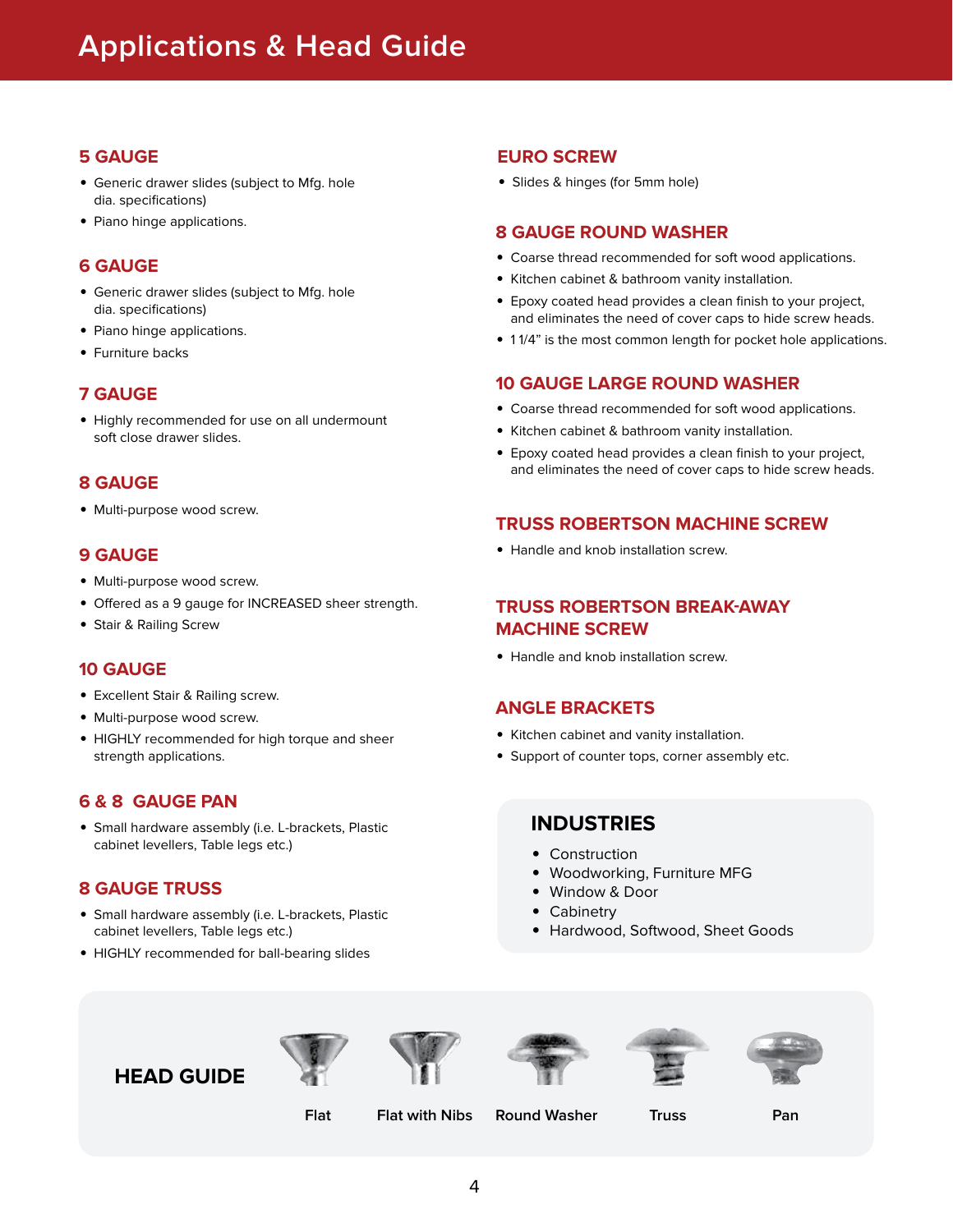# Applications & Head Guide

## 5 GAUGE

- Generic drawer slides (subject to Mfg. hole dia. specifications)
- Piano hinge applications.

## 6 GAUGE

- Generic drawer slides (subject to Mfg. hole dia. specifications)
- Piano hinge applications.
- Furniture backs

## 7 GAUGE

- Highly recommended for use on all undermount soft close drawer slides.

## 8 GAUGE

- Multi-purpose wood screw.

## 9 GAUGE

- Multi-purpose wood screw.
- Offered as a 9 gauge for INCREASED sheer strength.
- Stair & Railing Screw

## 10 GAUGE

- Excellent Stair & Railing screw.
- Multi-purpose wood screw.
- HIGHLY recommended for high torque and sheer strength applications.

## 6 & 8 GAUGE PAN

- Small hardware assembly (i.e. L-brackets, Plastic cabinet levellers, Table legs etc.)

## 8 GAUGE TRUSS

- Small hardware assembly (i.e. L-brackets, Plastic cabinet levellers, Table legs etc.)
- HIGHLY recommended for ball-bearing slides

## EURO SCREW

- Slides & hinges (for 5mm hole)

## 8 GAUGE ROUND WASHER

- Coarse thread recommended for soft wood applications.
- Kitchen cabinet & bathroom vanity installation.
- Epoxy coated head provides a clean finish to your project, and eliminates the need of cover caps to hide screw heads.
- 1 1/4" is the most common length for pocket hole applications.

## 10 GAUGE LARGE ROUND WASHER

- Coarse thread recommended for soft wood applications.
- Kitchen cabinet & bathroom vanity installation.
- Epoxy coated head provides a clean finish to your project, and eliminates the need of cover caps to hide screw heads.

## TRUSS ROBERTSON MACHINE SCREW

- Handle and knob installation screw.

## TRUSS ROBERTSON BREAK-AWAY MACHINE SCREW

- Handle and knob installation screw.

## ANGLE BRACKETS

- Kitchen cabinet and vanity installation.
- Support of counter tops, corner assembly etc.

## INDUSTRIES

- Construction
- Woodworking, Furniture MFG
- Window & Door
- Cabinetry
- Hardwood, Softwood, Sheet Goods

## HEAD GUIDE

Flat | Flat with Nibs | Round Washer | Truss | Pan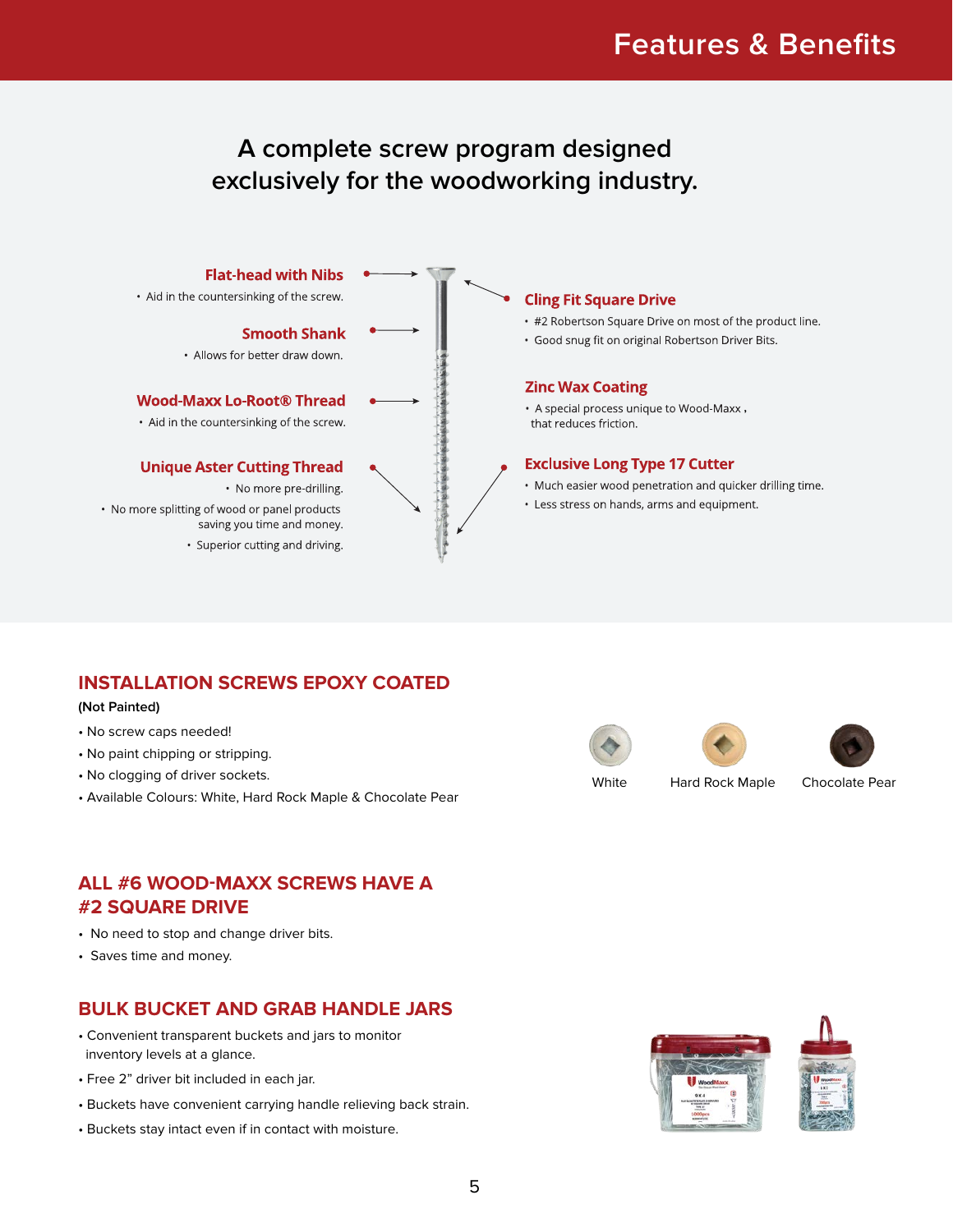# Features & Benefits

## A complete screw program designed exclusively for the woodworking industry.

### Flat-head with Nibs
- Aid in the countersinking of the screw.

### Smooth Shank
- Allows for better draw down.

### Wood-Maxx Lo-Root® Thread
- Aid in the countersinking of the screw.

### Unique Aster Cutting Thread
- No more pre-drilling.
- No more splitting of wood or panel products saving you time and money.
- Superior cutting and driving.

### Cling Fit Square Drive
- #2 Robertson Square Drive on most of the product line.
- Good snug fit on original Robertson Driver Bits.

### Zinc Wax Coating
- A special process unique to Wood-Maxx , that reduces friction.

### Exclusive Long Type 17 Cutter
- Much easier wood penetration and quicker drilling time.
- Less stress on hands, arms and equipment.

## INSTALLATION SCREWS EPOXY COATED

**(Not Painted)**

- No screw caps needed!
- No paint chipping or stripping.
- No clogging of driver sockets.
- Available Colours: White, Hard Rock Maple & Chocolate Pear

White | Hard Rock Maple | Chocolate Pear

## ALL #6 WOOD-MAXX SCREWS HAVE A #2 SQUARE DRIVE

- No need to stop and change driver bits.
- Saves time and money.

## BULK BUCKET AND GRAB HANDLE JARS

- Convenient transparent buckets and jars to monitor inventory levels at a glance.
- Free 2" driver bit included in each jar.
- Buckets have convenient carrying handle relieving back strain.
- Buckets stay intact even if in contact with moisture.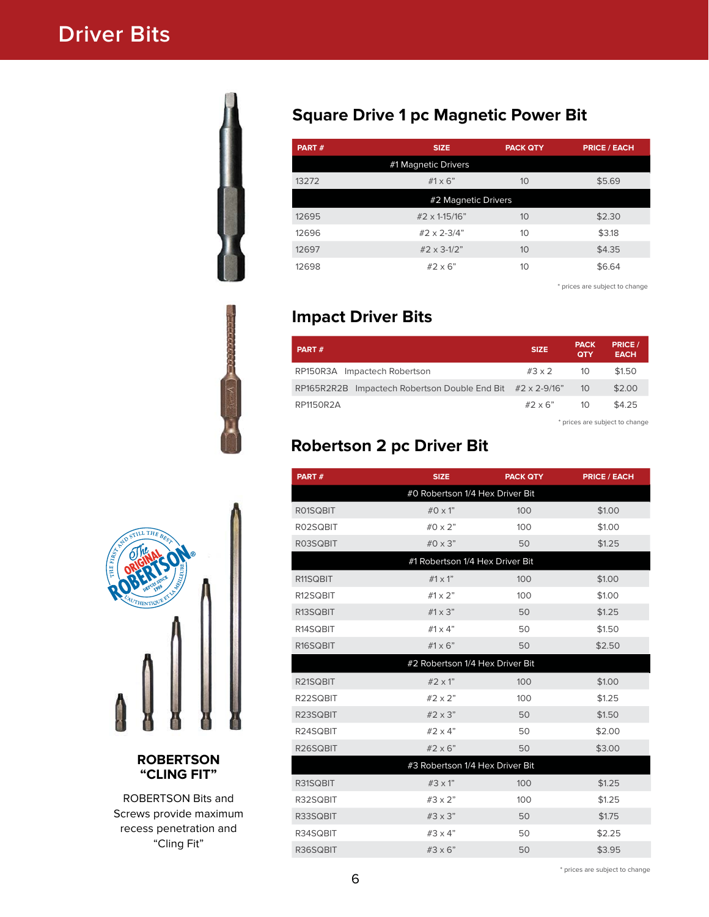# Driver Bits

## Square Drive 1 pc Magnetic Power Bit

| PART # | SIZE | PACK QTY | PRICE / EACH |
|---|---|---|---|
| #1 Magnetic Drivers | | | |
| 13272 | #1 x 6" | 10 | $5.69 |
| #2 Magnetic Drivers | | | |
| 12695 | #2 x 1-15/16" | 10 | $2.30 |
| 12696 | #2 x 2-3/4" | 10 | $3.18 |
| 12697 | #2 x 3-1/2" | 10 | $4.35 |
| 12698 | #2 x 6" | 10 | $6.64 |

* prices are subject to change

## Impact Driver Bits

| PART # | | SIZE | PACK QTY | PRICE / EACH |
|---|---|---|---|---|
| RP150R3A | Impactech Robertson | #3 x 2 | 10 | $1.50 |
| RP165R2R2B | Impactech Robertson Double End Bit | #2 x 2-9/16" | 10 | $2.00 |
| RP1150R2A | | #2 x 6" | 10 | $4.25 |

* prices are subject to change

## Robertson 2 pc Driver Bit

| PART # | SIZE | PACK QTY | PRICE / EACH |
|---|---|---|---|
| #0 Robertson 1/4 Hex Driver Bit | | | |
| R01SQBIT | #0 x 1" | 100 | $1.00 |
| R02SQBIT | #0 x 2" | 100 | $1.00 |
| R03SQBIT | #0 x 3" | 50 | $1.25 |
| #1 Robertson 1/4 Hex Driver Bit | | | |
| R11SQBIT | #1 x 1" | 100 | $1.00 |
| R12SQBIT | #1 x 2" | 100 | $1.00 |
| R13SQBIT | #1 x 3" | 50 | $1.25 |
| R14SQBIT | #1 x 4" | 50 | $1.50 |
| R16SQBIT | #1 x 6" | 50 | $2.50 |
| #2 Robertson 1/4 Hex Driver Bit | | | |
| R21SQBIT | #2 x 1" | 100 | $1.00 |
| R22SQBIT | #2 x 2" | 100 | $1.25 |
| R23SQBIT | #2 x 3" | 50 | $1.50 |
| R24SQBIT | #2 x 4" | 50 | $2.00 |
| R26SQBIT | #2 x 6" | 50 | $3.00 |
| #3 Robertson 1/4 Hex Driver Bit | | | |
| R31SQBIT | #3 x 1" | 100 | $1.25 |
| R32SQBIT | #3 x 2" | 100 | $1.25 |
| R33SQBIT | #3 x 3" | 50 | $1.75 |
| R34SQBIT | #3 x 4" | 50 | $2.25 |
| R36SQBIT | #3 x 6" | 50 | $3.95 |

* prices are subject to change

**ROBERTSON "CLING FIT"**

ROBERTSON Bits and Screws provide maximum recess penetration and "Cling Fit"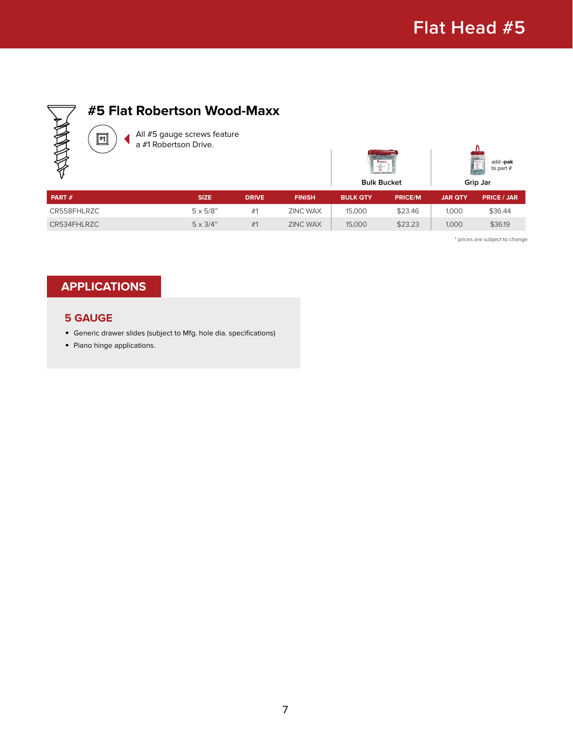# Flat Head #5

## #5 Flat Robertson Wood-Maxx

All #5 gauge screws feature a #1 Robertson Drive.

| | | | | Bulk Bucket | | Grip Jar (add **-pak** to part #) | |
|---|---|---|---|---|---|---|---|
| **PART #** | **SIZE** | **DRIVE** | **FINISH** | **BULK QTY** | **PRICE/M** | **JAR QTY** | **PRICE / JAR** |
| CR558FHLRZC | 5 x 5/8" | #1 | ZINC WAX | 15,000 | $23.46 | 1,000 | $36.44 |
| CR534FHLRZC | 5 x 3/4" | #1 | ZINC WAX | 15,000 | $23.23 | 1,000 | $36.19 |

* prices are subject to change

## APPLICATIONS

### 5 GAUGE

- Generic drawer slides (subject to Mfg. hole dia. specifications)
- Piano hinge applications.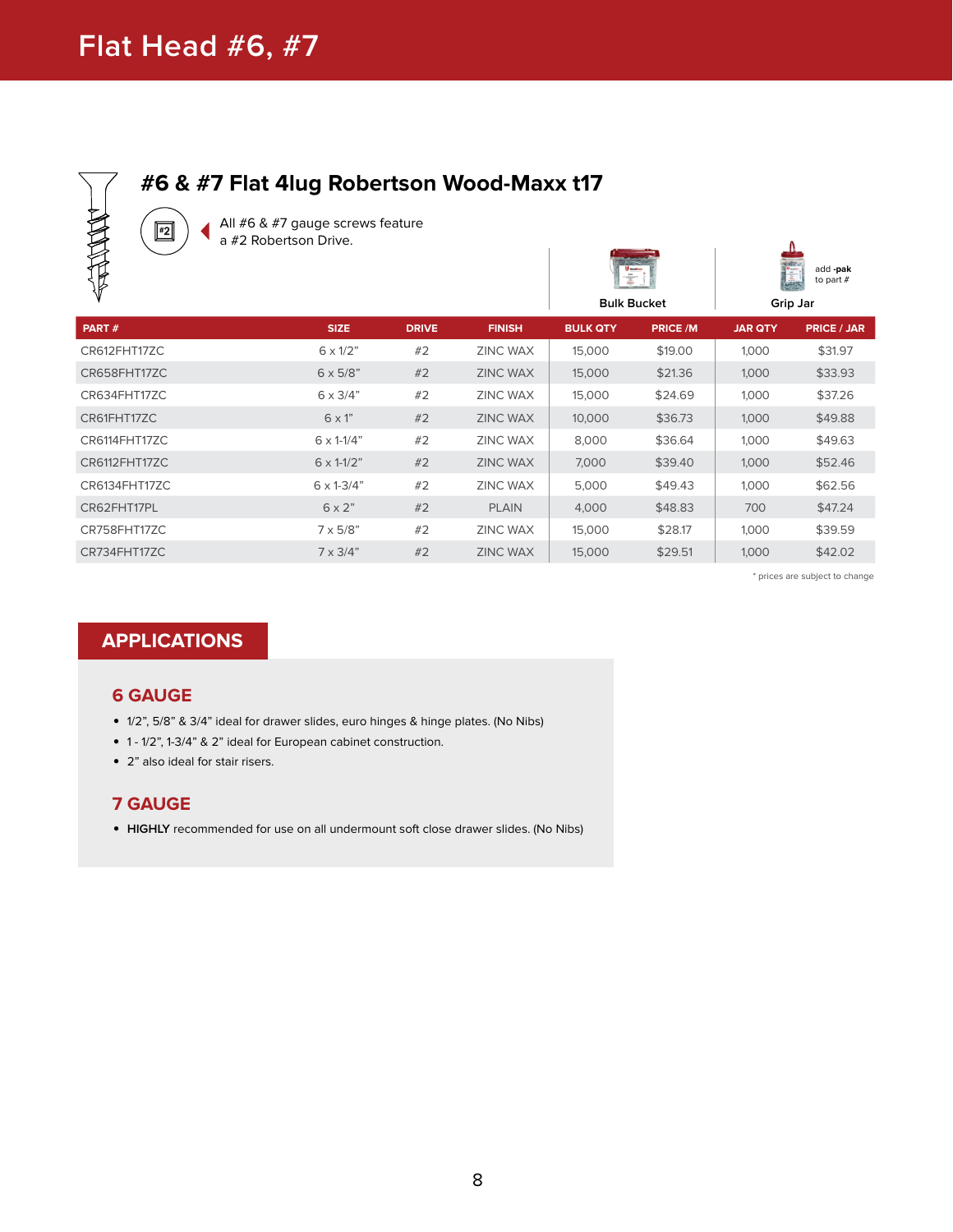# Flat Head #6, #7

## #6 & #7 Flat 4lug Robertson Wood-Maxx t17

#2

All #6 & #7 gauge screws feature a #2 Robertson Drive.

Bulk Bucket

Grip Jar — add **-pak** to part #

| PART # | SIZE | DRIVE | FINISH | BULK QTY | PRICE /M | JAR QTY | PRICE / JAR |
|---|---|---|---|---|---|---|---|
| CR612FHT17ZC | 6 x 1/2" | #2 | ZINC WAX | 15,000 | $19.00 | 1,000 | $31.97 |
| CR658FHT17ZC | 6 x 5/8" | #2 | ZINC WAX | 15,000 | $21.36 | 1,000 | $33.93 |
| CR634FHT17ZC | 6 x 3/4" | #2 | ZINC WAX | 15,000 | $24.69 | 1,000 | $37.26 |
| CR61FHT17ZC | 6 x 1" | #2 | ZINC WAX | 10,000 | $36.73 | 1,000 | $49.88 |
| CR6114FHT17ZC | 6 x 1-1/4" | #2 | ZINC WAX | 8,000 | $36.64 | 1,000 | $49.63 |
| CR6112FHT17ZC | 6 x 1-1/2" | #2 | ZINC WAX | 7,000 | $39.40 | 1,000 | $52.46 |
| CR6134FHT17ZC | 6 x 1-3/4" | #2 | ZINC WAX | 5,000 | $49.43 | 1,000 | $62.56 |
| CR62FHT17PL | 6 x 2" | #2 | PLAIN | 4,000 | $48.83 | 700 | $47.24 |
| CR758FHT17ZC | 7 x 5/8" | #2 | ZINC WAX | 15,000 | $28.17 | 1,000 | $39.59 |
| CR734FHT17ZC | 7 x 3/4" | #2 | ZINC WAX | 15,000 | $29.51 | 1,000 | $42.02 |

* prices are subject to change

## APPLICATIONS

### 6 GAUGE

- 1/2", 5/8" & 3/4" ideal for drawer slides, euro hinges & hinge plates. (No Nibs)
- 1 - 1/2", 1-3/4" & 2" ideal for European cabinet construction.
- 2" also ideal for stair risers.

### 7 GAUGE

- **HIGHLY** recommended for use on all undermount soft close drawer slides. (No Nibs)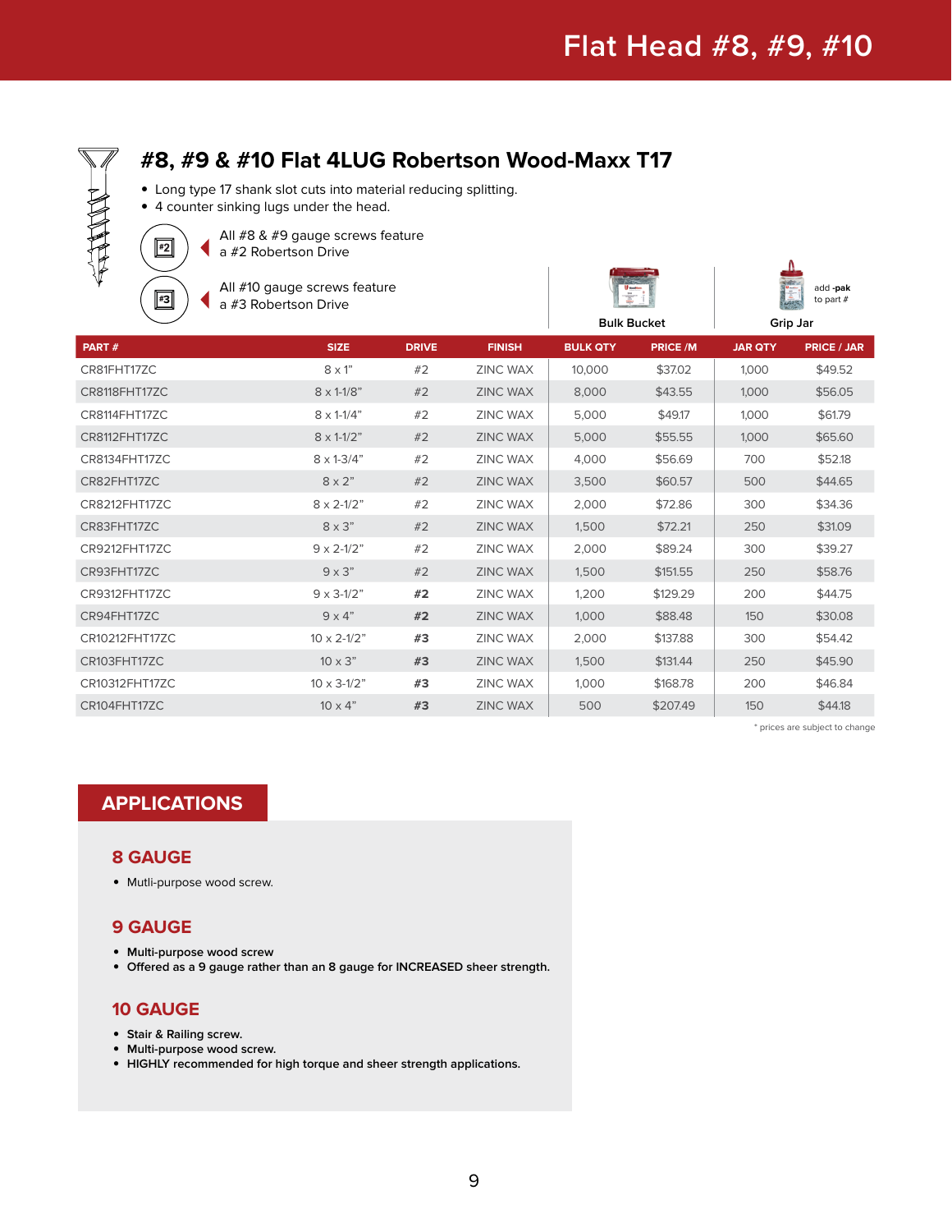# Flat Head #8, #9, #10

## #8, #9 & #10 Flat 4LUG Robertson Wood-Maxx T17

- Long type 17 shank slot cuts into material reducing splitting.
- 4 counter sinking lugs under the head.

#2 — All #8 & #9 gauge screws feature a #2 Robertson Drive

#3 — All #10 gauge screws feature a #3 Robertson Drive

Bulk Bucket

Grip Jar — add -pak to part #

| PART # | SIZE | DRIVE | FINISH | BULK QTY | PRICE /M | JAR QTY | PRICE / JAR |
|---|---|---|---|---|---|---|---|
| CR81FHT17ZC | 8 x 1" | #2 | ZINC WAX | 10,000 | $37.02 | 1,000 | $49.52 |
| CR8118FHT17ZC | 8 x 1-1/8" | #2 | ZINC WAX | 8,000 | $43.55 | 1,000 | $56.05 |
| CR8114FHT17ZC | 8 x 1-1/4" | #2 | ZINC WAX | 5,000 | $49.17 | 1,000 | $61.79 |
| CR8112FHT17ZC | 8 x 1-1/2" | #2 | ZINC WAX | 5,000 | $55.55 | 1,000 | $65.60 |
| CR8134FHT17ZC | 8 x 1-3/4" | #2 | ZINC WAX | 4,000 | $56.69 | 700 | $52.18 |
| CR82FHT17ZC | 8 x 2" | #2 | ZINC WAX | 3,500 | $60.57 | 500 | $44.65 |
| CR8212FHT17ZC | 8 x 2-1/2" | #2 | ZINC WAX | 2,000 | $72.86 | 300 | $34.36 |
| CR83FHT17ZC | 8 x 3" | #2 | ZINC WAX | 1,500 | $72.21 | 250 | $31.09 |
| CR9212FHT17ZC | 9 x 2-1/2" | #2 | ZINC WAX | 2,000 | $89.24 | 300 | $39.27 |
| CR93FHT17ZC | 9 x 3" | #2 | ZINC WAX | 1,500 | $151.55 | 250 | $58.76 |
| CR9312FHT17ZC | 9 x 3-1/2" | **#2** | ZINC WAX | 1,200 | $129.29 | 200 | $44.75 |
| CR94FHT17ZC | 9 x 4" | **#2** | ZINC WAX | 1,000 | $88.48 | 150 | $30.08 |
| CR10212FHT17ZC | 10 x 2-1/2" | **#3** | ZINC WAX | 2,000 | $137.88 | 300 | $54.42 |
| CR103FHT17ZC | 10 x 3" | **#3** | ZINC WAX | 1,500 | $131.44 | 250 | $45.90 |
| CR10312FHT17ZC | 10 x 3-1/2" | **#3** | ZINC WAX | 1,000 | $168.78 | 200 | $46.84 |
| CR104FHT17ZC | 10 x 4" | **#3** | ZINC WAX | 500 | $207.49 | 150 | $44.18 |

* prices are subject to change

## APPLICATIONS

### 8 GAUGE

- Mutli-purpose wood screw.

### 9 GAUGE

- **Multi-purpose wood screw**
- **Offered as a 9 gauge rather than an 8 gauge for INCREASED sheer strength.**

### 10 GAUGE

- **Stair & Railing screw.**
- **Multi-purpose wood screw.**
- **HIGHLY recommended for high torque and sheer strength applications.**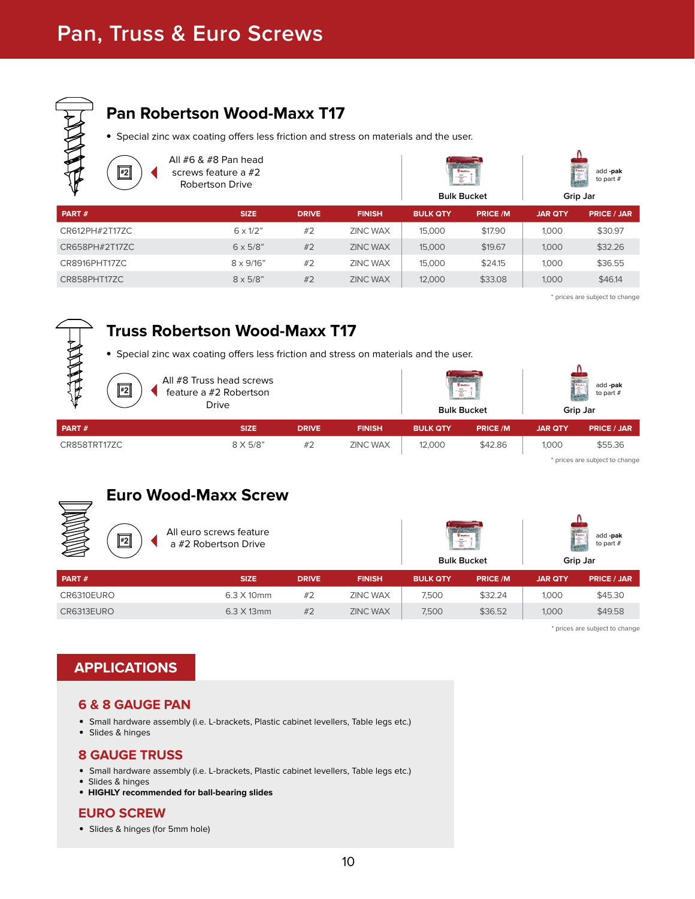# Pan, Truss & Euro Screws

## Pan Robertson Wood-Maxx T17

- Special zinc wax coating offers less friction and stress on materials and the user.

#2 All #6 & #8 Pan head screws feature a #2 Robertson Drive

Bulk Bucket

Grip Jar — add -pak to part #

| PART # | SIZE | DRIVE | FINISH | BULK QTY | PRICE /M | JAR QTY | PRICE / JAR |
|---|---|---|---|---|---|---|---|
| CR612PH#2T17ZC | 6 x 1/2" | #2 | ZINC WAX | 15,000 | $17.90 | 1,000 | $30.97 |
| CR658PH#2T17ZC | 6 x 5/8" | #2 | ZINC WAX | 15,000 | $19.67 | 1,000 | $32.26 |
| CR8916PHT17ZC | 8 x 9/16" | #2 | ZINC WAX | 15,000 | $24.15 | 1,000 | $36.55 |
| CR858PHT17ZC | 8 x 5/8" | #2 | ZINC WAX | 12,000 | $33.08 | 1,000 | $46.14 |

* prices are subject to change

## Truss Robertson Wood-Maxx T17

- Special zinc wax coating offers less friction and stress on materials and the user.

#2 All #8 Truss head screws feature a #2 Robertson Drive

Bulk Bucket

Grip Jar — add -pak to part #

| PART # | SIZE | DRIVE | FINISH | BULK QTY | PRICE /M | JAR QTY | PRICE / JAR |
|---|---|---|---|---|---|---|---|
| CR858TRT17ZC | 8 X 5/8" | #2 | ZINC WAX | 12,000 | $42.86 | 1,000 | $55.36 |

* prices are subject to change

## Euro Wood-Maxx Screw

#2 All euro screws feature a #2 Robertson Drive

Bulk Bucket

Grip Jar — add -pak to part #

| PART # | SIZE | DRIVE | FINISH | BULK QTY | PRICE /M | JAR QTY | PRICE / JAR |
|---|---|---|---|---|---|---|---|
| CR6310EURO | 6.3 X 10mm | #2 | ZINC WAX | 7,500 | $32.24 | 1,000 | $45.30 |
| CR6313EURO | 6.3 X 13mm | #2 | ZINC WAX | 7,500 | $36.52 | 1,000 | $49.58 |

* prices are subject to change

## APPLICATIONS

### 6 & 8 GAUGE PAN

- Small hardware assembly (i.e. L-brackets, Plastic cabinet levellers, Table legs etc.)
- Slides & hinges

### 8 GAUGE TRUSS

- Small hardware assembly (i.e. L-brackets, Plastic cabinet levellers, Table legs etc.)
- Slides & hinges
- **HIGHLY recommended for ball-bearing slides**

### EURO SCREW

- Slides & hinges (for 5mm hole)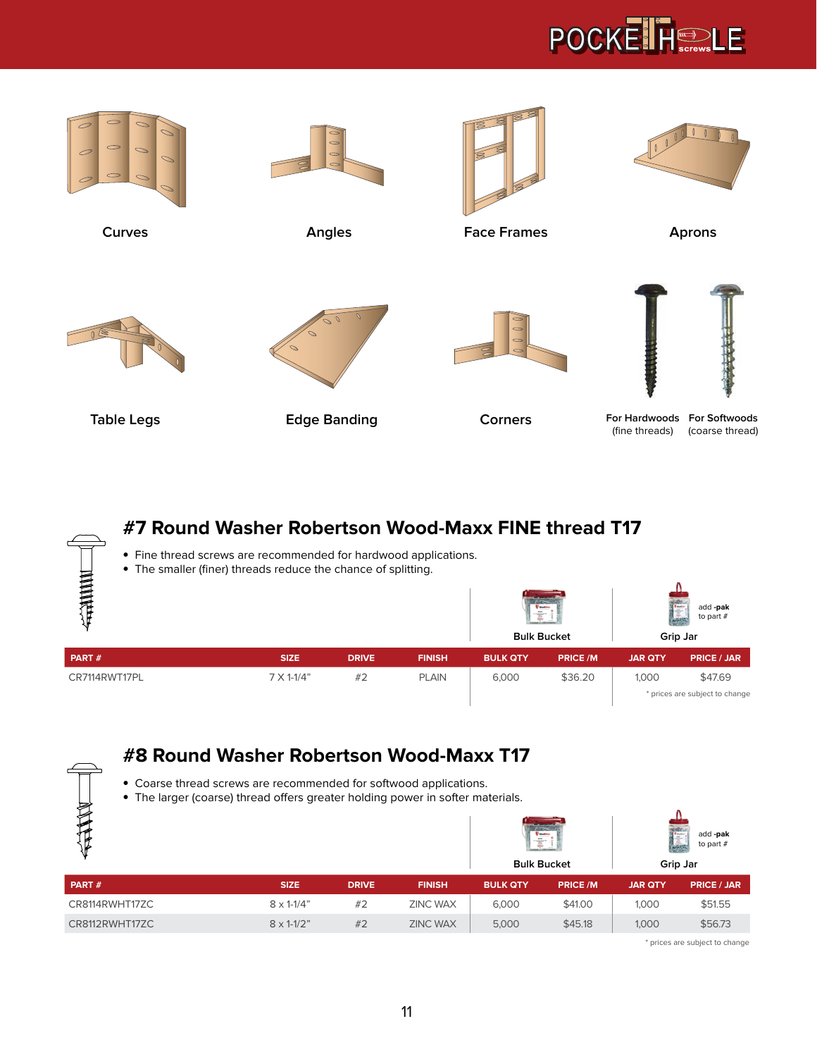Curves

Angles

Face Frames

Aprons

Table Legs

Edge Banding

Corners

For Hardwoods (fine threads)

For Softwoods (coarse thread)

## #7 Round Washer Robertson Wood-Maxx FINE thread T17

- Fine thread screws are recommended for hardwood applications.
- The smaller (finer) threads reduce the chance of splitting.

| | | | | Bulk Bucket | | Grip Jar (add -pak to part #) | |
|---|---|---|---|---|---|---|---|
| PART # | SIZE | DRIVE | FINISH | BULK QTY | PRICE /M | JAR QTY | PRICE / JAR |
| CR7114RWT17PL | 7 X 1-1/4" | #2 | PLAIN | 6,000 | $36.20 | 1,000 | $47.69 |

* prices are subject to change

## #8 Round Washer Robertson Wood-Maxx T17

- Coarse thread screws are recommended for softwood applications.
- The larger (coarse) thread offers greater holding power in softer materials.

| | | | | Bulk Bucket | | Grip Jar (add -pak to part #) | |
|---|---|---|---|---|---|---|---|
| PART # | SIZE | DRIVE | FINISH | BULK QTY | PRICE /M | JAR QTY | PRICE / JAR |
| CR8114RWHT17ZC | 8 x 1-1/4" | #2 | ZINC WAX | 6,000 | $41.00 | 1,000 | $51.55 |
| CR8112RWHT17ZC | 8 x 1-1/2" | #2 | ZINC WAX | 5,000 | $45.18 | 1,000 | $56.73 |

* prices are subject to change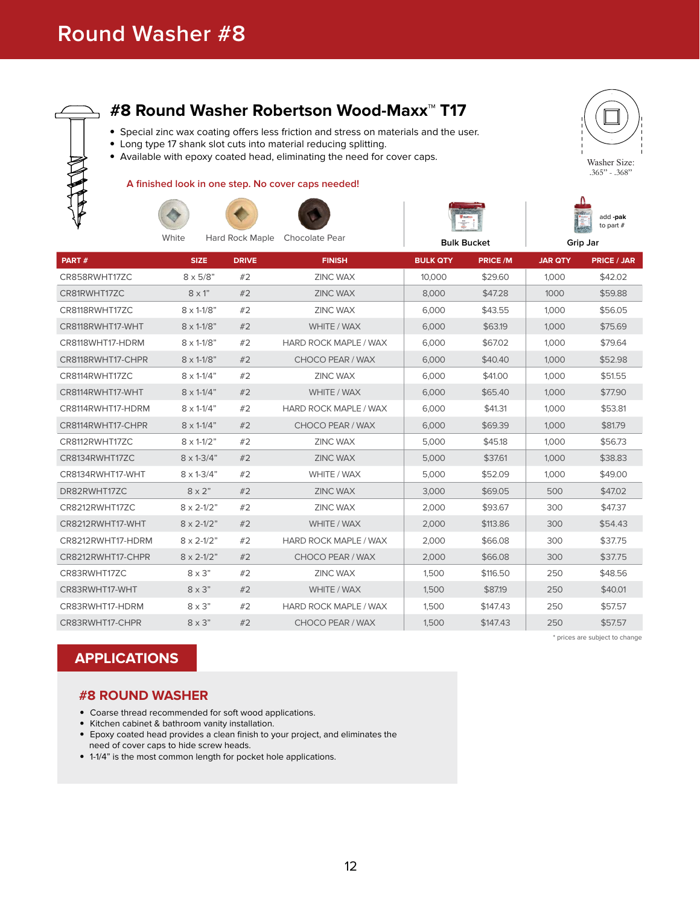# Round Washer #8

## #8 Round Washer Robertson Wood-Maxx™ T17

- Special zinc wax coating offers less friction and stress on materials and the user.
- Long type 17 shank slot cuts into material reducing splitting.
- Available with epoxy coated head, eliminating the need for cover caps.

Washer Size: .365" - .368"

A finished look in one step. No cover caps needed!

White   Hard Rock Maple   Chocolate Pear

Bulk Bucket

Grip Jar — add -pak to part #

| PART # | SIZE | DRIVE | FINISH | BULK QTY | PRICE /M | JAR QTY | PRICE / JAR |
|---|---|---|---|---|---|---|---|
| CR858RWHT17ZC | 8 x 5/8" | #2 | ZINC WAX | 10,000 | $29.60 | 1,000 | $42.02 |
| CR81RWHT17ZC | 8 x 1" | #2 | ZINC WAX | 8,000 | $47.28 | 1000 | $59.88 |
| CR8118RWHT17ZC | 8 x 1-1/8" | #2 | ZINC WAX | 6,000 | $43.55 | 1,000 | $56.05 |
| CR8118RWHT17-WHT | 8 x 1-1/8" | #2 | WHITE / WAX | 6,000 | $63.19 | 1,000 | $75.69 |
| CR8118WHT17-HDRM | 8 x 1-1/8" | #2 | HARD ROCK MAPLE / WAX | 6,000 | $67.02 | 1,000 | $79.64 |
| CR8118RWHT17-CHPR | 8 x 1-1/8" | #2 | CHOCO PEAR / WAX | 6,000 | $40.40 | 1,000 | $52.98 |
| CR8114RWHT17ZC | 8 x 1-1/4" | #2 | ZINC WAX | 6,000 | $41.00 | 1,000 | $51.55 |
| CR8114RWHT17-WHT | 8 x 1-1/4" | #2 | WHITE / WAX | 6,000 | $65.40 | 1,000 | $77.90 |
| CR8114RWHT17-HDRM | 8 x 1-1/4" | #2 | HARD ROCK MAPLE / WAX | 6,000 | $41.31 | 1,000 | $53.81 |
| CR8114RWHT17-CHPR | 8 x 1-1/4" | #2 | CHOCO PEAR / WAX | 6,000 | $69.39 | 1,000 | $81.79 |
| CR8112RWHT17ZC | 8 x 1-1/2" | #2 | ZINC WAX | 5,000 | $45.18 | 1,000 | $56.73 |
| CR8134RWHT17ZC | 8 x 1-3/4" | #2 | ZINC WAX | 5,000 | $37.61 | 1,000 | $38.83 |
| CR8134RWHT17-WHT | 8 x 1-3/4" | #2 | WHITE / WAX | 5,000 | $52.09 | 1,000 | $49.00 |
| DR82RWHT17ZC | 8 x 2" | #2 | ZINC WAX | 3,000 | $69.05 | 500 | $47.02 |
| CR8212RWHT17ZC | 8 x 2-1/2" | #2 | ZINC WAX | 2,000 | $93.67 | 300 | $47.37 |
| CR8212RWHT17-WHT | 8 x 2-1/2" | #2 | WHITE / WAX | 2,000 | $113.86 | 300 | $54.43 |
| CR8212RWHT17-HDRM | 8 x 2-1/2" | #2 | HARD ROCK MAPLE / WAX | 2,000 | $66.08 | 300 | $37.75 |
| CR8212RWHT17-CHPR | 8 x 2-1/2" | #2 | CHOCO PEAR / WAX | 2,000 | $66.08 | 300 | $37.75 |
| CR83RWHT17ZC | 8 x 3" | #2 | ZINC WAX | 1,500 | $116.50 | 250 | $48.56 |
| CR83RWHT17-WHT | 8 x 3" | #2 | WHITE / WAX | 1,500 | $87.19 | 250 | $40.01 |
| CR83RWHT17-HDRM | 8 x 3" | #2 | HARD ROCK MAPLE / WAX | 1,500 | $147.43 | 250 | $57.57 |
| CR83RWHT17-CHPR | 8 x 3" | #2 | CHOCO PEAR / WAX | 1,500 | $147.43 | 250 | $57.57 |

\* prices are subject to change

## APPLICATIONS

### #8 ROUND WASHER

- Coarse thread recommended for soft wood applications.
- Kitchen cabinet & bathroom vanity installation.
- Epoxy coated head provides a clean finish to your project, and eliminates the need of cover caps to hide screw heads.
- 1-1/4" is the most common length for pocket hole applications.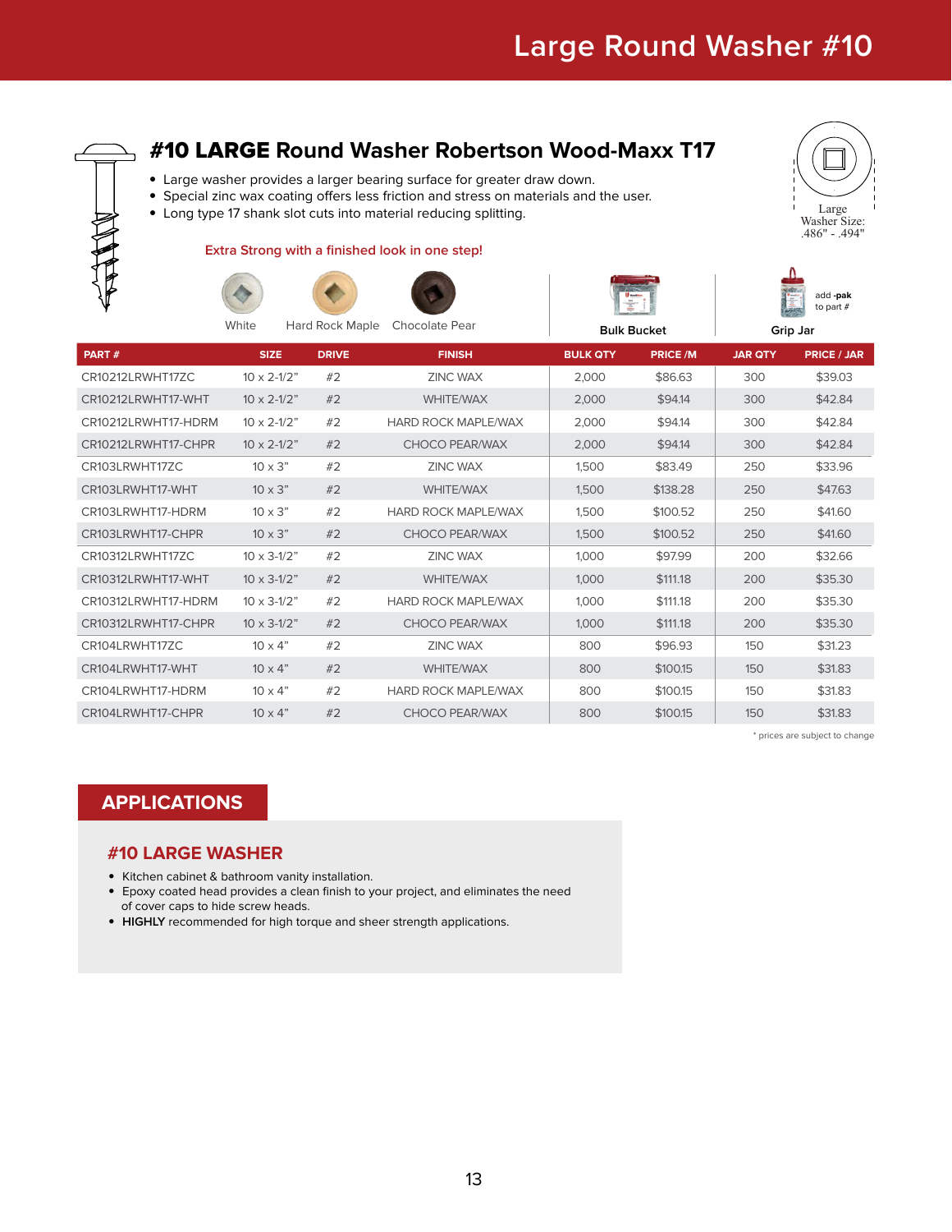# Large Round Washer #10

## #10 LARGE Round Washer Robertson Wood-Maxx T17

- Large washer provides a larger bearing surface for greater draw down.
- Special zinc wax coating offers less friction and stress on materials and the user.
- Long type 17 shank slot cuts into material reducing splitting.

Large Washer Size: .486" - .494"

Extra Strong with a finished look in one step!

White    Hard Rock Maple    Chocolate Pear

Bulk Bucket

add **-pak** to part #

Grip Jar

| PART # | SIZE | DRIVE | FINISH | BULK QTY | PRICE /M | JAR QTY | PRICE / JAR |
|---|---|---|---|---|---|---|---|
| CR10212LRWHT17ZC | 10 x 2-1/2" | #2 | ZINC WAX | 2,000 | $86.63 | 300 | $39.03 |
| CR10212LRWHT17-WHT | 10 x 2-1/2" | #2 | WHITE/WAX | 2,000 | $94.14 | 300 | $42.84 |
| CR10212LRWHT17-HDRM | 10 x 2-1/2" | #2 | HARD ROCK MAPLE/WAX | 2,000 | $94.14 | 300 | $42.84 |
| CR10212LRWHT17-CHPR | 10 x 2-1/2" | #2 | CHOCO PEAR/WAX | 2,000 | $94.14 | 300 | $42.84 |
| CR103LRWHT17ZC | 10 x 3" | #2 | ZINC WAX | 1,500 | $83.49 | 250 | $33.96 |
| CR103LRWHT17-WHT | 10 x 3" | #2 | WHITE/WAX | 1,500 | $138.28 | 250 | $47.63 |
| CR103LRWHT17-HDRM | 10 x 3" | #2 | HARD ROCK MAPLE/WAX | 1,500 | $100.52 | 250 | $41.60 |
| CR103LRWHT17-CHPR | 10 x 3" | #2 | CHOCO PEAR/WAX | 1,500 | $100.52 | 250 | $41.60 |
| CR10312LRWHT17ZC | 10 x 3-1/2" | #2 | ZINC WAX | 1,000 | $97.99 | 200 | $32.66 |
| CR10312LRWHT17-WHT | 10 x 3-1/2" | #2 | WHITE/WAX | 1,000 | $111.18 | 200 | $35.30 |
| CR10312LRWHT17-HDRM | 10 x 3-1/2" | #2 | HARD ROCK MAPLE/WAX | 1,000 | $111.18 | 200 | $35.30 |
| CR10312LRWHT17-CHPR | 10 x 3-1/2" | #2 | CHOCO PEAR/WAX | 1,000 | $111.18 | 200 | $35.30 |
| CR104LRWHT17ZC | 10 x 4" | #2 | ZINC WAX | 800 | $96.93 | 150 | $31.23 |
| CR104LRWHT17-WHT | 10 x 4" | #2 | WHITE/WAX | 800 | $100.15 | 150 | $31.83 |
| CR104LRWHT17-HDRM | 10 x 4" | #2 | HARD ROCK MAPLE/WAX | 800 | $100.15 | 150 | $31.83 |
| CR104LRWHT17-CHPR | 10 x 4" | #2 | CHOCO PEAR/WAX | 800 | $100.15 | 150 | $31.83 |

* prices are subject to change

## APPLICATIONS

### #10 LARGE WASHER

- Kitchen cabinet & bathroom vanity installation.
- Epoxy coated head provides a clean finish to your project, and eliminates the need of cover caps to hide screw heads.
- **HIGHLY** recommended for high torque and sheer strength applications.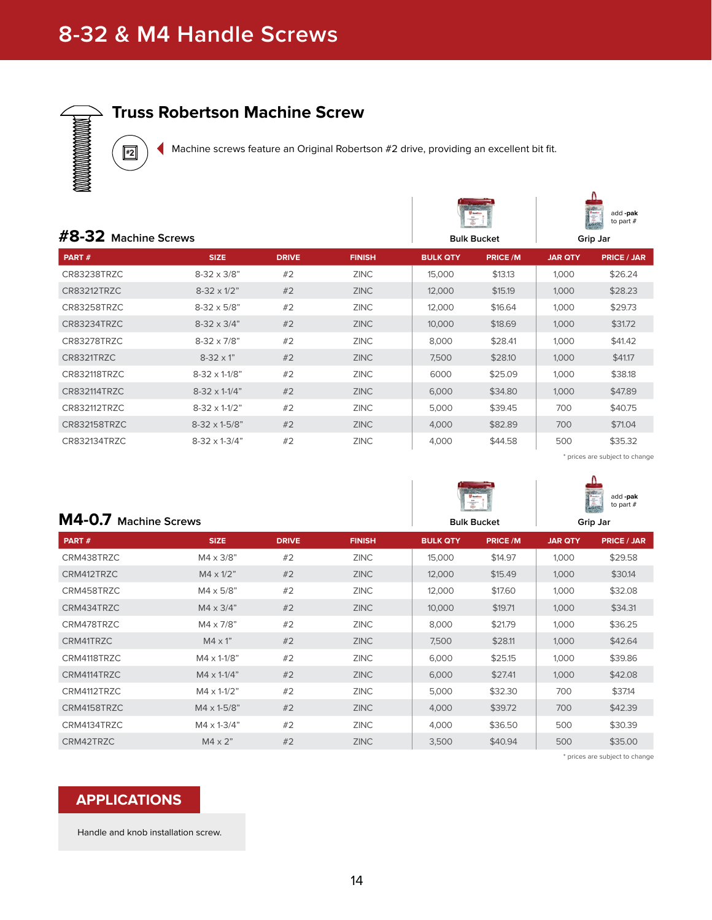# 8-32 & M4 Handle Screws

## Truss Robertson Machine Screw

#2

Machine screws feature an Original Robertson #2 drive, providing an excellent bit fit.

### #8-32 Machine Screws

| | | | | Bulk Bucket | | Grip Jar (add -pak to part #) | |
|---|---|---|---|---|---|---|---|
| PART # | SIZE | DRIVE | FINISH | BULK QTY | PRICE /M | JAR QTY | PRICE / JAR |
| CR83238TRZC | 8-32 x 3/8" | #2 | ZINC | 15,000 | $13.13 | 1,000 | $26.24 |
| CR83212TRZC | 8-32 x 1/2" | #2 | ZINC | 12,000 | $15.19 | 1,000 | $28.23 |
| CR83258TRZC | 8-32 x 5/8" | #2 | ZINC | 12,000 | $16.64 | 1,000 | $29.73 |
| CR83234TRZC | 8-32 x 3/4" | #2 | ZINC | 10,000 | $18.69 | 1,000 | $31.72 |
| CR83278TRZC | 8-32 x 7/8" | #2 | ZINC | 8,000 | $28.41 | 1,000 | $41.42 |
| CR8321TRZC | 8-32 x 1" | #2 | ZINC | 7,500 | $28.10 | 1,000 | $41.17 |
| CR832118TRZC | 8-32 x 1-1/8" | #2 | ZINC | 6000 | $25.09 | 1,000 | $38.18 |
| CR832114TRZC | 8-32 x 1-1/4" | #2 | ZINC | 6,000 | $34.80 | 1,000 | $47.89 |
| CR832112TRZC | 8-32 x 1-1/2" | #2 | ZINC | 5,000 | $39.45 | 700 | $40.75 |
| CR832158TRZC | 8-32 x 1-5/8" | #2 | ZINC | 4,000 | $82.89 | 700 | $71.04 |
| CR832134TRZC | 8-32 x 1-3/4" | #2 | ZINC | 4,000 | $44.58 | 500 | $35.32 |

* prices are subject to change

### M4-0.7 Machine Screws

| | | | | Bulk Bucket | | Grip Jar (add -pak to part #) | |
|---|---|---|---|---|---|---|---|
| PART # | SIZE | DRIVE | FINISH | BULK QTY | PRICE /M | JAR QTY | PRICE / JAR |
| CRM438TRZC | M4 x 3/8" | #2 | ZINC | 15,000 | $14.97 | 1,000 | $29.58 |
| CRM412TRZC | M4 x 1/2" | #2 | ZINC | 12,000 | $15.49 | 1,000 | $30.14 |
| CRM458TRZC | M4 x 5/8" | #2 | ZINC | 12,000 | $17.60 | 1,000 | $32.08 |
| CRM434TRZC | M4 x 3/4" | #2 | ZINC | 10,000 | $19.71 | 1,000 | $34.31 |
| CRM478TRZC | M4 x 7/8" | #2 | ZINC | 8,000 | $21.79 | 1,000 | $36.25 |
| CRM41TRZC | M4 x 1" | #2 | ZINC | 7,500 | $28.11 | 1,000 | $42.64 |
| CRM4118TRZC | M4 x 1-1/8" | #2 | ZINC | 6,000 | $25.15 | 1,000 | $39.86 |
| CRM4114TRZC | M4 x 1-1/4" | #2 | ZINC | 6,000 | $27.41 | 1,000 | $42.08 |
| CRM4112TRZC | M4 x 1-1/2" | #2 | ZINC | 5,000 | $32.30 | 700 | $37.14 |
| CRM4158TRZC | M4 x 1-5/8" | #2 | ZINC | 4,000 | $39.72 | 700 | $42.39 |
| CRM4134TRZC | M4 x 1-3/4" | #2 | ZINC | 4,000 | $36.50 | 500 | $30.39 |
| CRM42TRZC | M4 x 2" | #2 | ZINC | 3,500 | $40.94 | 500 | $35.00 |

* prices are subject to change

## APPLICATIONS

Handle and knob installation screw.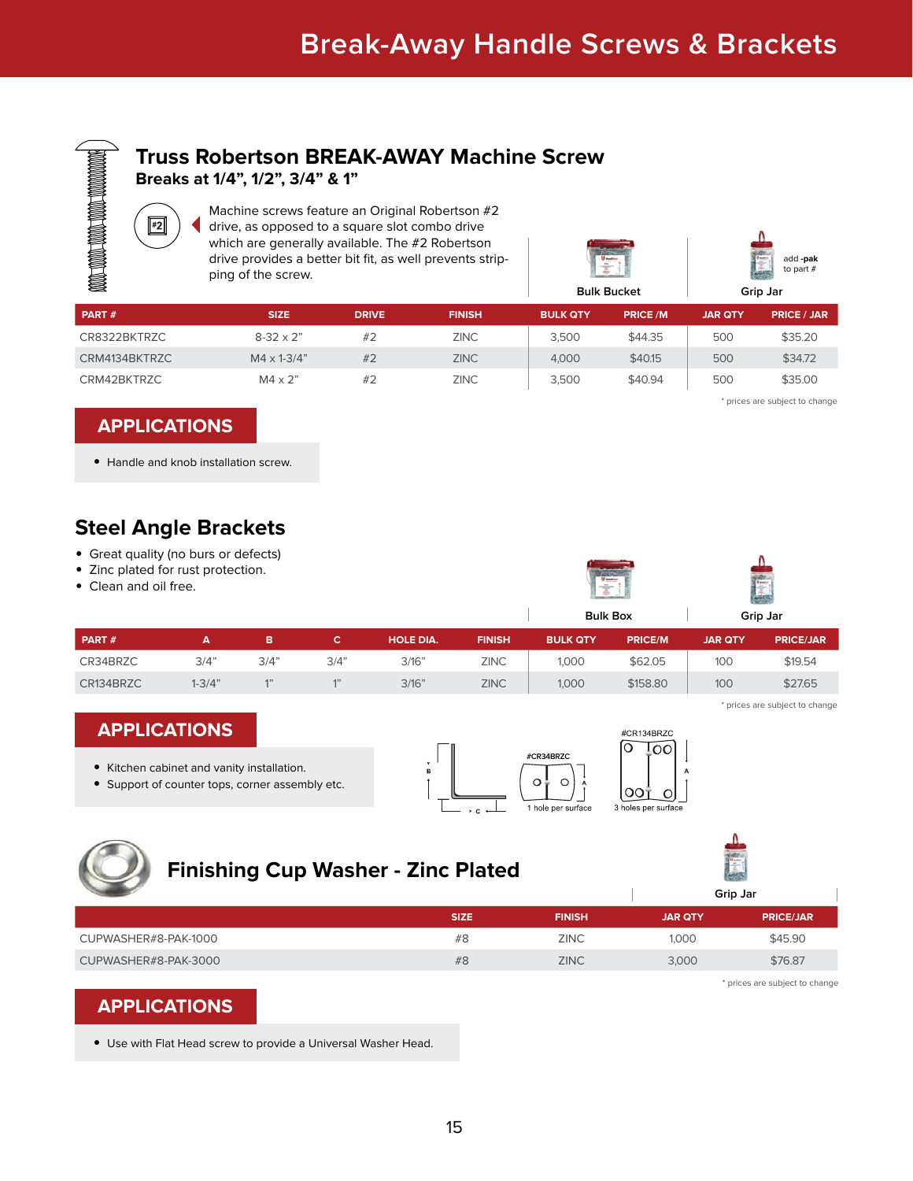# Break-Away Handle Screws & Brackets

## Truss Robertson BREAK-AWAY Machine Screw

**Breaks at 1/4", 1/2", 3/4" & 1"**

#2

Machine screws feature an Original Robertson #2 drive, as opposed to a square slot combo drive which are generally available. The #2 Robertson drive provides a better bit fit, as well prevents stripping of the screw.

Bulk Bucket | Grip Jar (add -pak to part #)

| PART # | SIZE | DRIVE | FINISH | BULK QTY | PRICE /M | JAR QTY | PRICE / JAR |
|---|---|---|---|---|---|---|---|
| CR8322BKTRZC | 8-32 x 2" | #2 | ZINC | 3,500 | $44.35 | 500 | $35.20 |
| CRM4134BKTRZC | M4 x 1-3/4" | #2 | ZINC | 4,000 | $40.15 | 500 | $34.72 |
| CRM42BKTRZC | M4 x 2" | #2 | ZINC | 3,500 | $40.94 | 500 | $35.00 |

* prices are subject to change

### APPLICATIONS

- Handle and knob installation screw.

## Steel Angle Brackets

- Great quality (no burs or defects)
- Zinc plated for rust protection.
- Clean and oil free.

Bulk Box | Grip Jar

| PART # | A | B | C | HOLE DIA. | FINISH | BULK QTY | PRICE/M | JAR QTY | PRICE/JAR |
|---|---|---|---|---|---|---|---|---|---|
| CR34BRZC | 3/4" | 3/4" | 3/4" | 3/16" | ZINC | 1,000 | $62.05 | 100 | $19.54 |
| CR134BRZC | 1-3/4" | 1" | 1" | 3/16" | ZINC | 1,000 | $158.80 | 100 | $27.65 |

* prices are subject to change

### APPLICATIONS

- Kitchen cabinet and vanity installation.
- Support of counter tops, corner assembly etc.

#CR34BRZC — 1 hole per surface

#CR134BRZC — 3 holes per surface

## Finishing Cup Washer - Zinc Plated

Grip Jar

| | SIZE | FINISH | JAR QTY | PRICE/JAR |
|---|---|---|---|---|
| CUPWASHER#8-PAK-1000 | #8 | ZINC | 1,000 | $45.90 |
| CUPWASHER#8-PAK-3000 | #8 | ZINC | 3,000 | $76.87 |

* prices are subject to change

### APPLICATIONS

- Use with Flat Head screw to provide a Universal Washer Head.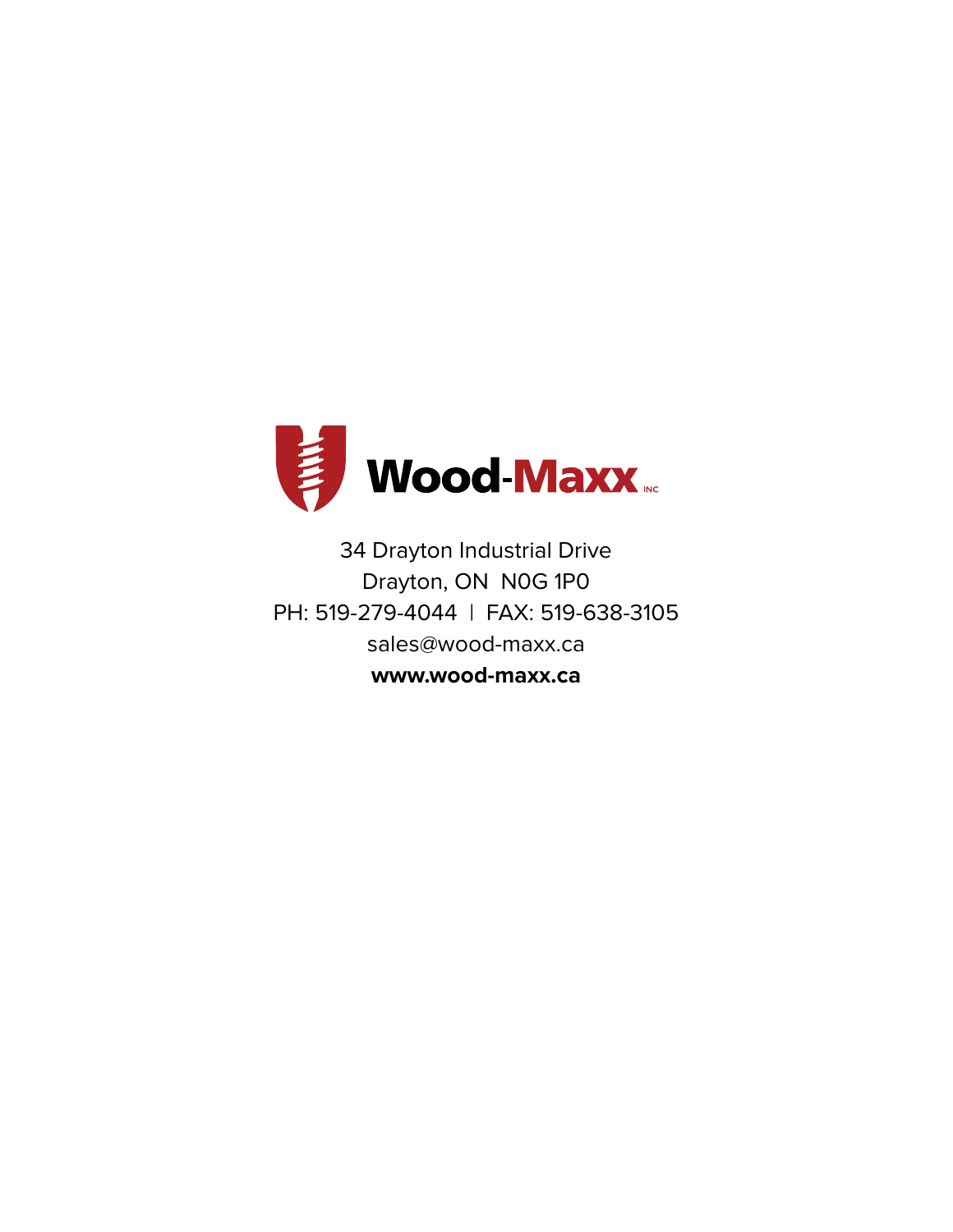Wood-Maxx INC

34 Drayton Industrial Drive
Drayton, ON  N0G 1P0
PH: 519-279-4044 | FAX: 519-638-3105
sales@wood-maxx.ca
**www.wood-maxx.ca**